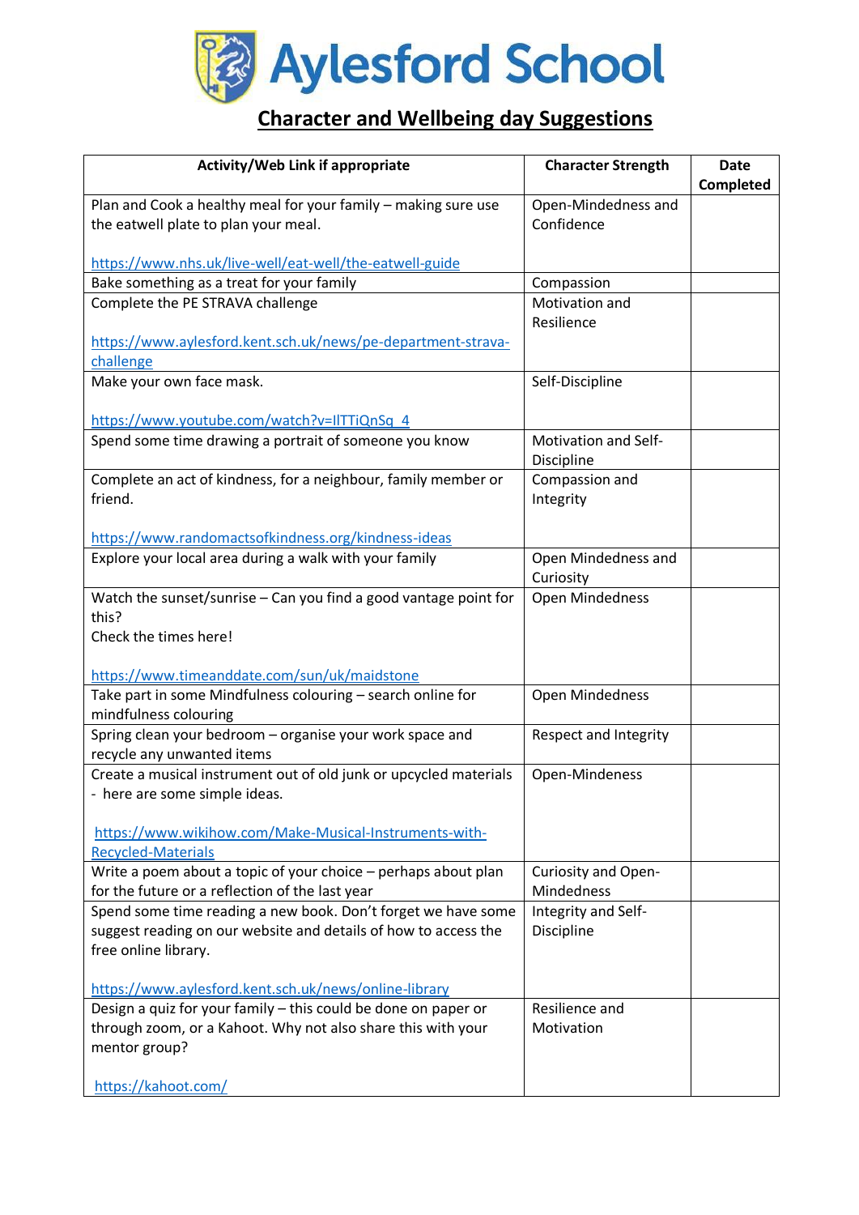# Aylesford School

## Character and Wellbeing day Suggestions

| Activity/Web Link if appropriate | Character Strength | Date Completed |
|---|---|---|
| Plan and Cook a healthy meal for your family – making sure use the eatwell plate to plan your meal.<br><br>https://www.nhs.uk/live-well/eat-well/the-eatwell-guide | Open-Mindedness and Confidence | |
| Bake something as a treat for your family | Compassion | |
| Complete the PE STRAVA challenge<br><br>https://www.aylesford.kent.sch.uk/news/pe-department-strava-challenge | Motivation and Resilience | |
| Make your own face mask.<br><br>https://www.youtube.com/watch?v=IlTTiQnSq_4 | Self-Discipline | |
| Spend some time drawing a portrait of someone you know | Motivation and Self-Discipline | |
| Complete an act of kindness, for a neighbour, family member or friend.<br><br>https://www.randomactsofkindness.org/kindness-ideas | Compassion and Integrity | |
| Explore your local area during a walk with your family | Open Mindedness and Curiosity | |
| Watch the sunset/sunrise – Can you find a good vantage point for this?<br>Check the times here!<br><br>https://www.timeanddate.com/sun/uk/maidstone | Open Mindedness | |
| Take part in some Mindfulness colouring – search online for mindfulness colouring | Open Mindedness | |
| Spring clean your bedroom – organise your work space and recycle any unwanted items | Respect and Integrity | |
| Create a musical instrument out of old junk or upcycled materials - here are some simple ideas.<br><br>https://www.wikihow.com/Make-Musical-Instruments-with-Recycled-Materials | Open-Mindeness | |
| Write a poem about a topic of your choice – perhaps about plan for the future or a reflection of the last year | Curiosity and Open-Mindedness | |
| Spend some time reading a new book. Don't forget we have some suggest reading on our website and details of how to access the free online library.<br><br>https://www.aylesford.kent.sch.uk/news/online-library | Integrity and Self-Discipline | |
| Design a quiz for your family – this could be done on paper or through zoom, or a Kahoot. Why not also share this with your mentor group?<br><br>https://kahoot.com/ | Resilience and Motivation | |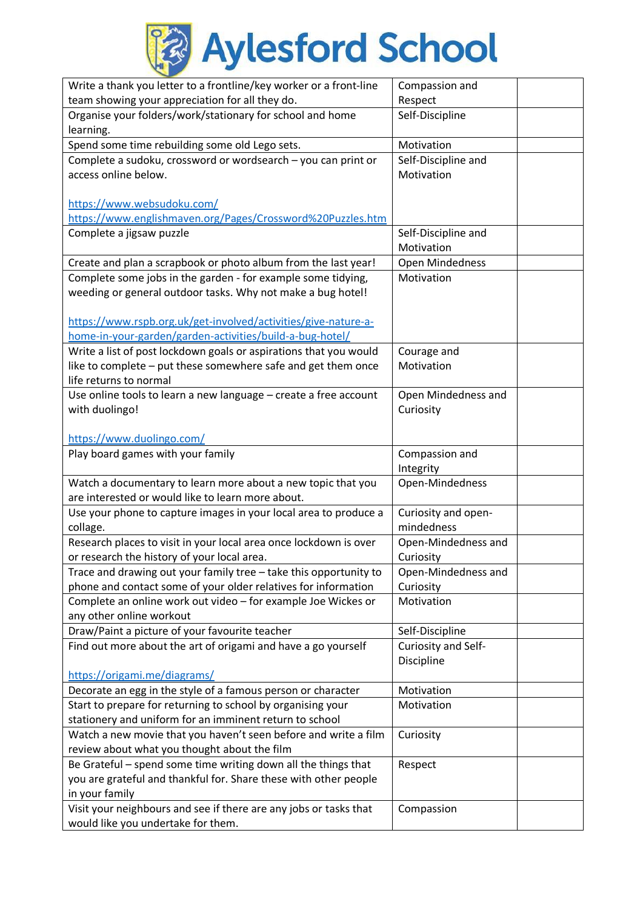# Aylesford School

| | | |
|---|---|---|
| Write a thank you letter to a frontline/key worker or a front-line team showing your appreciation for all they do. | Compassion and Respect | |
| Organise your folders/work/stationary for school and home learning. | Self-Discipline | |
| Spend some time rebuilding some old Lego sets. | Motivation | |
| Complete a sudoku, crossword or wordsearch – you can print or access online below.<br><br>https://www.websudoku.com/<br>https://www.englishmaven.org/Pages/Crossword%20Puzzles.htm | Self-Discipline and Motivation | |
| Complete a jigsaw puzzle | Self-Discipline and Motivation | |
| Create and plan a scrapbook or photo album from the last year! | Open Mindedness | |
| Complete some jobs in the garden - for example some tidying, weeding or general outdoor tasks. Why not make a bug hotel!<br><br>https://www.rspb.org.uk/get-involved/activities/give-nature-a-home-in-your-garden/garden-activities/build-a-bug-hotel/ | Motivation | |
| Write a list of post lockdown goals or aspirations that you would like to complete – put these somewhere safe and get them once life returns to normal | Courage and Motivation | |
| Use online tools to learn a new language – create a free account with duolingo!<br><br>https://www.duolingo.com/ | Open Mindedness and Curiosity | |
| Play board games with your family | Compassion and Integrity | |
| Watch a documentary to learn more about a new topic that you are interested or would like to learn more about. | Open-Mindedness | |
| Use your phone to capture images in your local area to produce a collage. | Curiosity and open-mindedness | |
| Research places to visit in your local area once lockdown is over or research the history of your local area. | Open-Mindedness and Curiosity | |
| Trace and drawing out your family tree – take this opportunity to phone and contact some of your older relatives for information | Open-Mindedness and Curiosity | |
| Complete an online work out video – for example Joe Wickes or any other online workout | Motivation | |
| Draw/Paint a picture of your favourite teacher | Self-Discipline | |
| Find out more about the art of origami and have a go yourself<br><br>https://origami.me/diagrams/ | Curiosity and Self-Discipline | |
| Decorate an egg in the style of a famous person or character | Motivation | |
| Start to prepare for returning to school by organising your stationery and uniform for an imminent return to school | Motivation | |
| Watch a new movie that you haven't seen before and write a film review about what you thought about the film | Curiosity | |
| Be Grateful – spend some time writing down all the things that you are grateful and thankful for. Share these with other people in your family | Respect | |
| Visit your neighbours and see if there are any jobs or tasks that would like you undertake for them. | Compassion | |